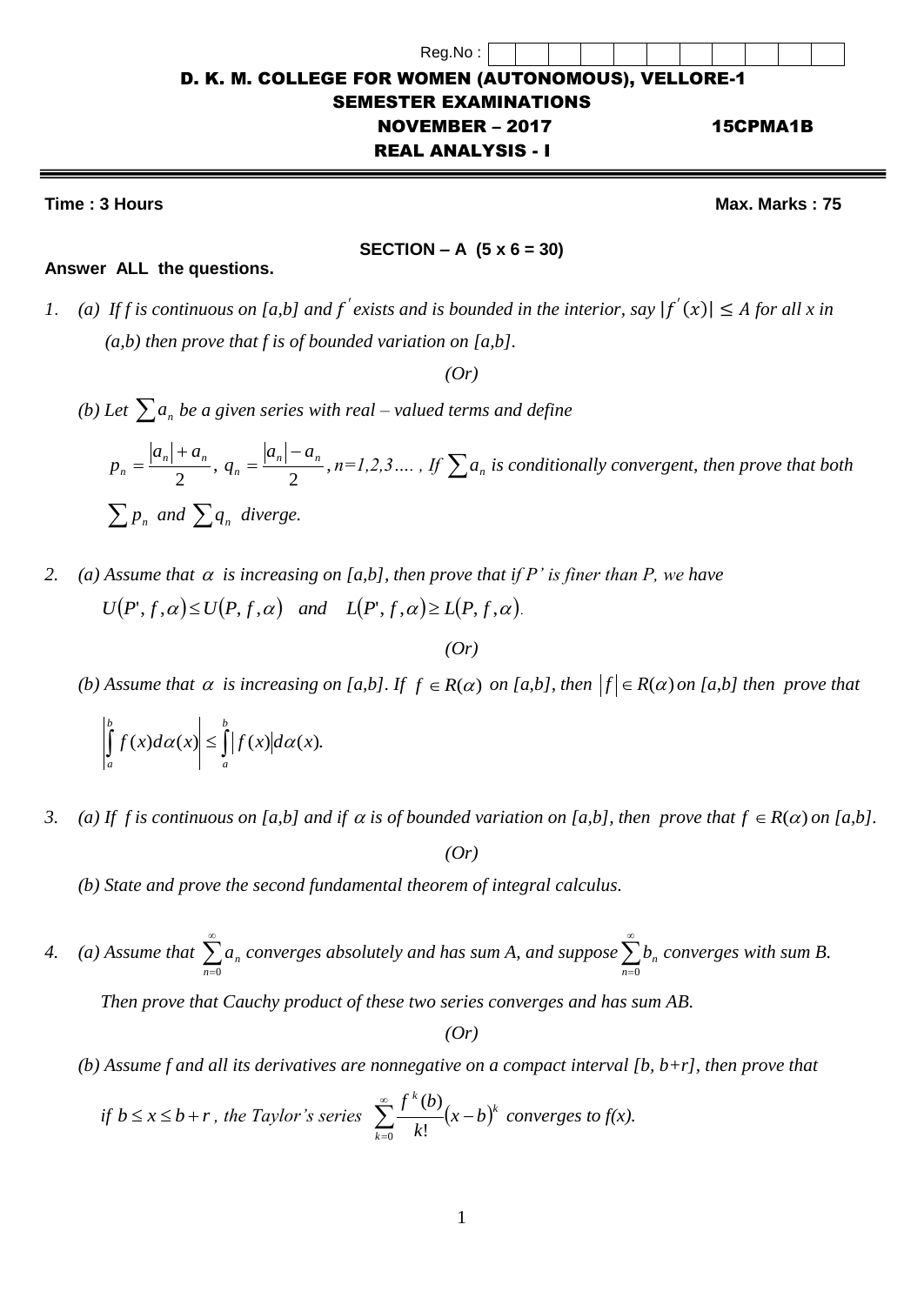Reg.No :

# D. K. M. COLLEGE FOR WOMEN (AUTONOMOUS), VELLORE-1

## SEMESTER EXAMINATIONS

## NOVEMBER – 2017 15CPMA1B

## REAL ANALYSIS - I

**Time : 3 Hours** **Max. Marks : 75**

### SECTION – A (5 x 6 = 30)

**Answer ALL the questions.**

1. (a) *If f is continuous on [a,b] and $f'$ exists and is bounded in the interior, say $|f'(x)| \leq A$ for all x in (a,b) then prove that f is of bounded variation on [a,b].*

   *(Or)*

   (b) *Let $\sum a_n$ be a given series with real – valued terms and define*

   $p_n = \dfrac{|a_n| + a_n}{2}$, $q_n = \dfrac{|a_n| - a_n}{2}$, *n=1,2,3…. , If $\sum a_n$ is conditionally convergent, then prove that both $\sum p_n$ and $\sum q_n$ diverge.*

2. (a) *Assume that $\alpha$ is increasing on [a,b], then prove that if P' is finer than P, we have*

   $U(P', f, \alpha) \leq U(P, f, \alpha)$ *and* $L(P', f, \alpha) \geq L(P, f, \alpha)$.

   *(Or)*

   (b) *Assume that $\alpha$ is increasing on [a,b]. If $f \in R(\alpha)$ on [a,b], then $|f| \in R(\alpha)$ on [a,b] then prove that*

   $$\left|\int_a^b f(x)d\alpha(x)\right| \leq \int_a^b |f(x)|d\alpha(x).$$

3. (a) *If f is continuous on [a,b] and if $\alpha$ is of bounded variation on [a,b], then prove that $f \in R(\alpha)$ on [a,b].*

   *(Or)*

   (b) *State and prove the second fundamental theorem of integral calculus.*

4. (a) *Assume that $\sum_{n=0}^{\infty} a_n$ converges absolutely and has sum A, and suppose $\sum_{n=0}^{\infty} b_n$ converges with sum B. Then prove that Cauchy product of these two series converges and has sum AB.*

   *(Or)*

   (b) *Assume f and all its derivatives are nonnegative on a compact interval [b, b+r], then prove that if $b \leq x \leq b + r$, the Taylor's series $\sum_{k=0}^{\infty} \dfrac{f^k(b)}{k!}(x-b)^k$ converges to f(x).*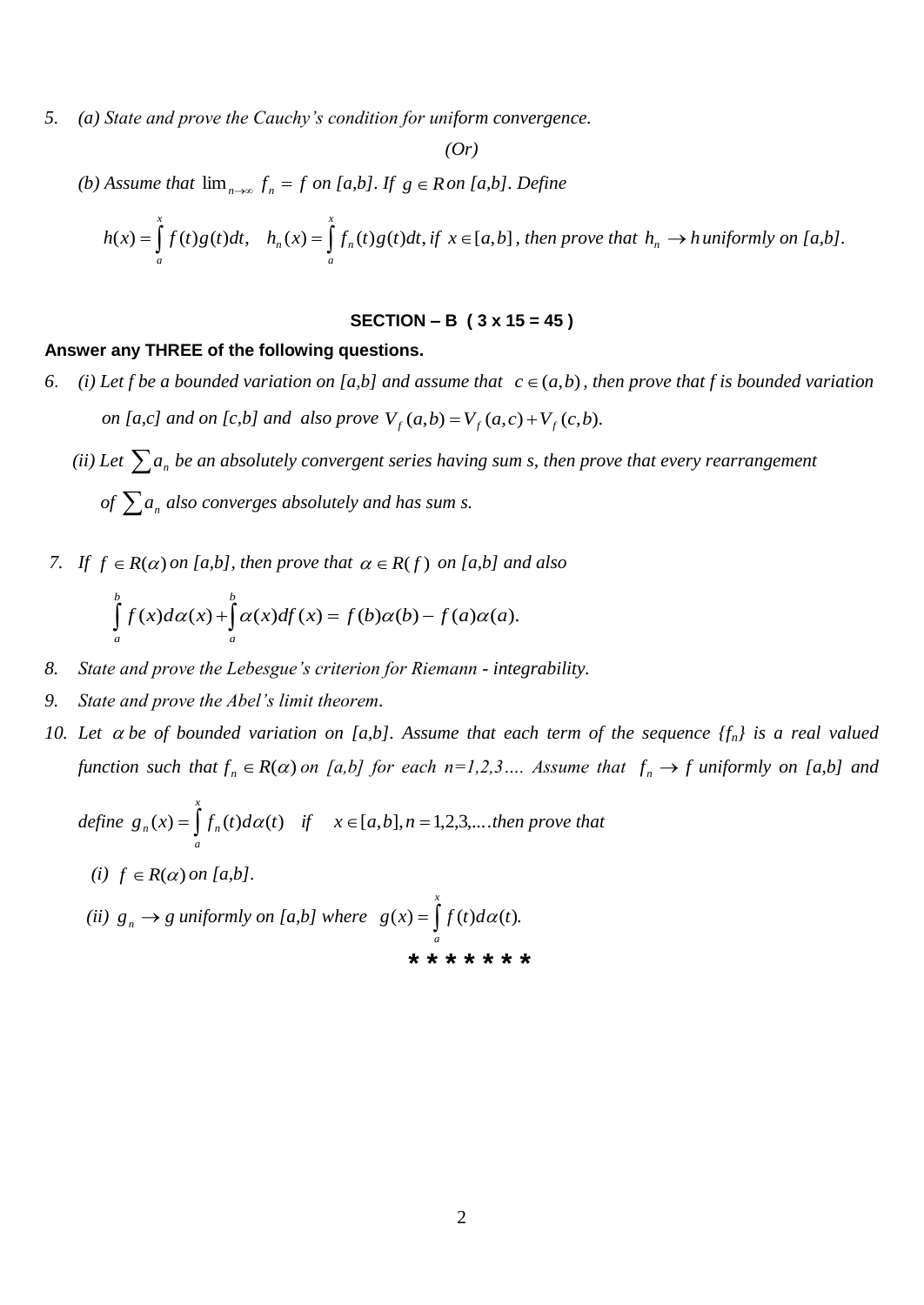5. *(a) State and prove the Cauchy's condition for uniform convergence.*

*(Or)*

*(b) Assume that* $\lim_{n\to\infty} f_n = f$ *on [a,b]. If* $g \in R$ *on [a,b]. Define*

$$h(x) = \int_a^x f(t)g(t)dt, \quad h_n(x) = \int_a^x f_n(t)g(t)dt, \text{ if } x \in [a,b], \text{ then prove that } h_n \to h \text{ uniformly on [a,b].}$$

**SECTION – B ( 3 x 15 = 45 )**

**Answer any THREE of the following questions.**

6. *(i) Let f be a bounded variation on [a,b] and assume that* $c \in (a,b)$*, then prove that f is bounded variation on [a,c] and on [c,b] and also prove* $V_f(a,b) = V_f(a,c) + V_f(c,b).$

   *(ii) Let* $\sum a_n$ *be an absolutely convergent series having sum s, then prove that every rearrangement of* $\sum a_n$ *also converges absolutely and has sum s.*

7. *If* $f \in R(\alpha)$ *on [a,b], then prove that* $\alpha \in R(f)$ *on [a,b] and also*

$$\int_a^b f(x)d\alpha(x) + \int_a^b \alpha(x)df(x) = f(b)\alpha(b) - f(a)\alpha(a).$$

8. *State and prove the Lebesgue's criterion for Riemann - integrability.*

9. *State and prove the Abel's limit theorem.*

10. *Let* $\alpha$ *be of bounded variation on [a,b]. Assume that each term of the sequence {$f_n$} is a real valued function such that* $f_n \in R(\alpha)$ *on [a,b] for each n=1,2,3…. Assume that* $f_n \to f$ *uniformly on [a,b] and define* $g_n(x) = \int_a^x f_n(t)d\alpha(t) \quad if \quad x \in [a,b], n = 1,2,3,....$ *then prove that*

    *(i)* $f \in R(\alpha)$ *on [a,b].*

    *(ii)* $g_n \to g$ *uniformly on [a,b] where* $g(x) = \int_a^x f(t)d\alpha(t).$

*******